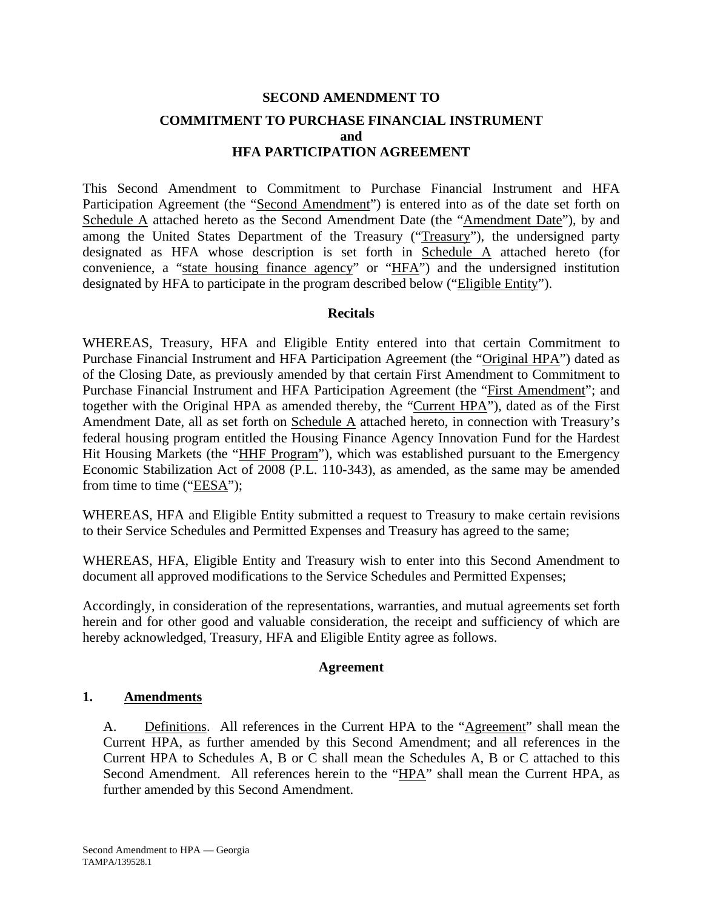# SECOND AMENDMENT TO

# COMMITMENT TO PURCHASE FINANCIAL INSTRUMENT and HFA PARTICIPATION AGREEMENT

This Second Amendment to Commitment to Purchase Financial Instrument and HFA Participation Agreement (the "Second Amendment") is entered into as of the date set forth on Schedule A attached hereto as the Second Amendment Date (the "Amendment Date"), by and among the United States Department of the Treasury ("Treasury"), the undersigned party designated as HFA whose description is set forth in Schedule A attached hereto (for convenience, a "state housing finance agency" or "HFA") and the undersigned institution designated by HFA to participate in the program described below ("Eligible Entity").

## Recitals

WHEREAS, Treasury, HFA and Eligible Entity entered into that certain Commitment to Purchase Financial Instrument and HFA Participation Agreement (the "Original HPA") dated as of the Closing Date, as previously amended by that certain First Amendment to Commitment to Purchase Financial Instrument and HFA Participation Agreement (the "First Amendment"; and together with the Original HPA as amended thereby, the "Current HPA"), dated as of the First Amendment Date, all as set forth on Schedule A attached hereto, in connection with Treasury's federal housing program entitled the Housing Finance Agency Innovation Fund for the Hardest Hit Housing Markets (the "HHF Program"), which was established pursuant to the Emergency Economic Stabilization Act of 2008 (P.L. 110-343), as amended, as the same may be amended from time to time ("EESA");

WHEREAS, HFA and Eligible Entity submitted a request to Treasury to make certain revisions to their Service Schedules and Permitted Expenses and Treasury has agreed to the same;

WHEREAS, HFA, Eligible Entity and Treasury wish to enter into this Second Amendment to document all approved modifications to the Service Schedules and Permitted Expenses;

Accordingly, in consideration of the representations, warranties, and mutual agreements set forth herein and for other good and valuable consideration, the receipt and sufficiency of which are hereby acknowledged, Treasury, HFA and Eligible Entity agree as follows.

## Agreement

### 1. Amendments

A. Definitions. All references in the Current HPA to the "Agreement" shall mean the Current HPA, as further amended by this Second Amendment; and all references in the Current HPA to Schedules A, B or C shall mean the Schedules A, B or C attached to this Second Amendment. All references herein to the "HPA" shall mean the Current HPA, as further amended by this Second Amendment.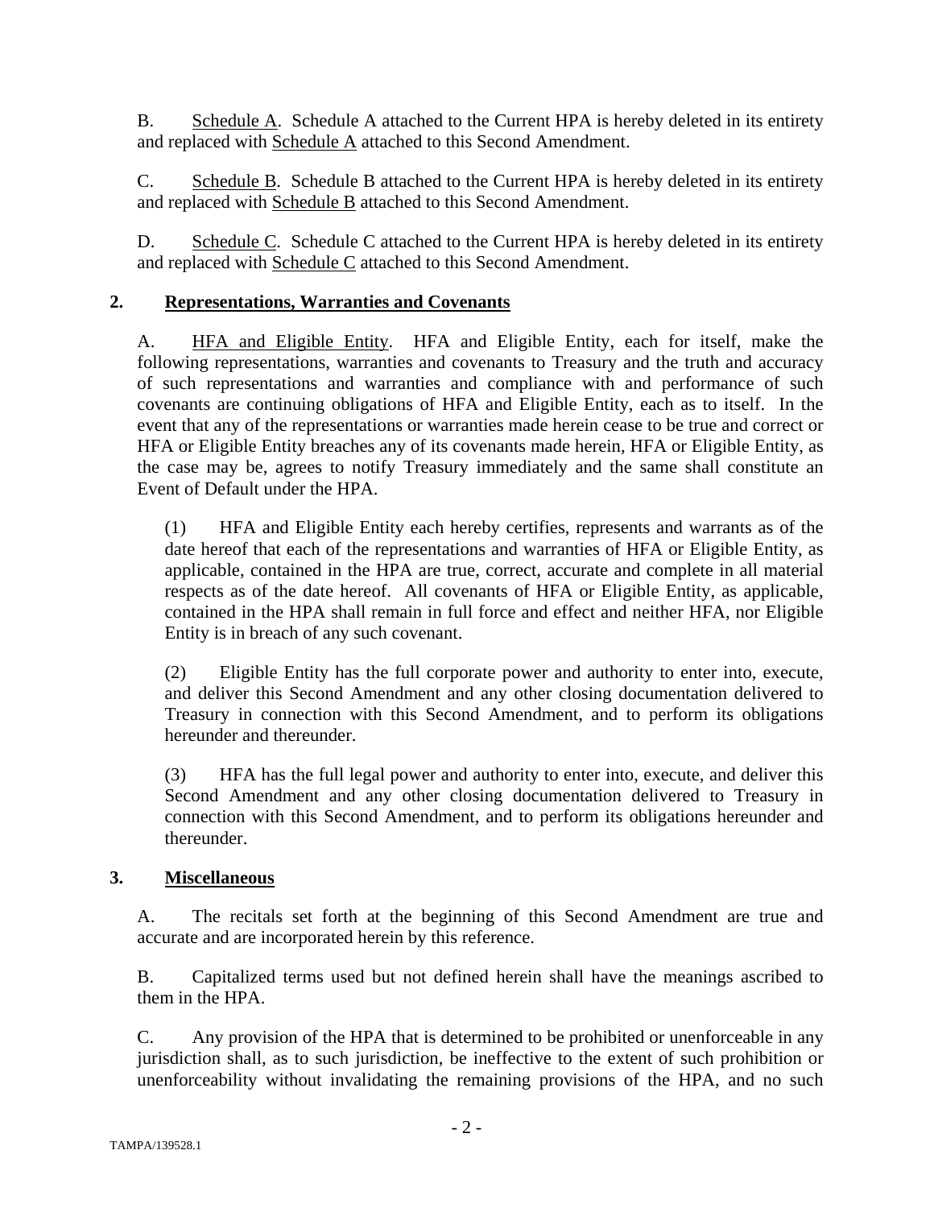B. Schedule A. Schedule A attached to the Current HPA is hereby deleted in its entirety and replaced with Schedule A attached to this Second Amendment.

C. Schedule B. Schedule B attached to the Current HPA is hereby deleted in its entirety and replaced with Schedule B attached to this Second Amendment.

D. Schedule C. Schedule C attached to the Current HPA is hereby deleted in its entirety and replaced with Schedule C attached to this Second Amendment.

## 2. Representations, Warranties and Covenants

A. HFA and Eligible Entity. HFA and Eligible Entity, each for itself, make the following representations, warranties and covenants to Treasury and the truth and accuracy of such representations and warranties and compliance with and performance of such covenants are continuing obligations of HFA and Eligible Entity, each as to itself. In the event that any of the representations or warranties made herein cease to be true and correct or HFA or Eligible Entity breaches any of its covenants made herein, HFA or Eligible Entity, as the case may be, agrees to notify Treasury immediately and the same shall constitute an Event of Default under the HPA.

(1) HFA and Eligible Entity each hereby certifies, represents and warrants as of the date hereof that each of the representations and warranties of HFA or Eligible Entity, as applicable, contained in the HPA are true, correct, accurate and complete in all material respects as of the date hereof. All covenants of HFA or Eligible Entity, as applicable, contained in the HPA shall remain in full force and effect and neither HFA, nor Eligible Entity is in breach of any such covenant.

(2) Eligible Entity has the full corporate power and authority to enter into, execute, and deliver this Second Amendment and any other closing documentation delivered to Treasury in connection with this Second Amendment, and to perform its obligations hereunder and thereunder.

(3) HFA has the full legal power and authority to enter into, execute, and deliver this Second Amendment and any other closing documentation delivered to Treasury in connection with this Second Amendment, and to perform its obligations hereunder and thereunder.

## 3. Miscellaneous

A. The recitals set forth at the beginning of this Second Amendment are true and accurate and are incorporated herein by this reference.

B. Capitalized terms used but not defined herein shall have the meanings ascribed to them in the HPA.

C. Any provision of the HPA that is determined to be prohibited or unenforceable in any jurisdiction shall, as to such jurisdiction, be ineffective to the extent of such prohibition or unenforceability without invalidating the remaining provisions of the HPA, and no such

TAMPA/139528.1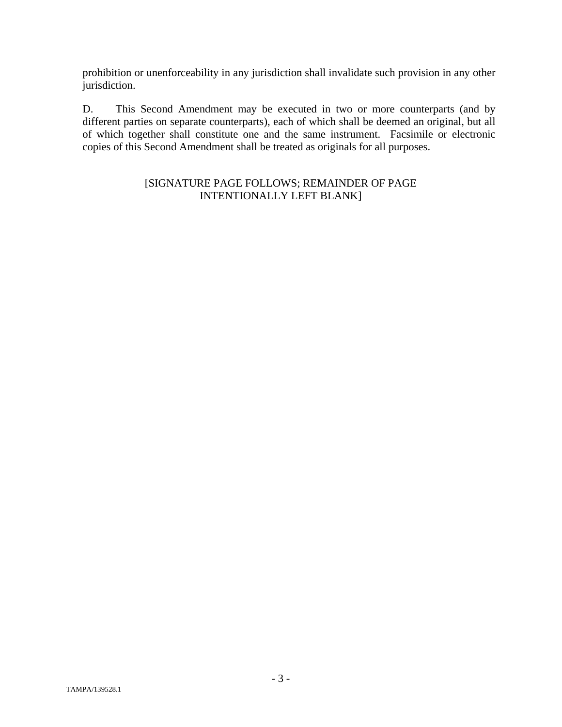prohibition or unenforceability in any jurisdiction shall invalidate such provision in any other jurisdiction.

D. This Second Amendment may be executed in two or more counterparts (and by different parties on separate counterparts), each of which shall be deemed an original, but all of which together shall constitute one and the same instrument. Facsimile or electronic copies of this Second Amendment shall be treated as originals for all purposes.

[SIGNATURE PAGE FOLLOWS; REMAINDER OF PAGE INTENTIONALLY LEFT BLANK]

TAMPA/139528.1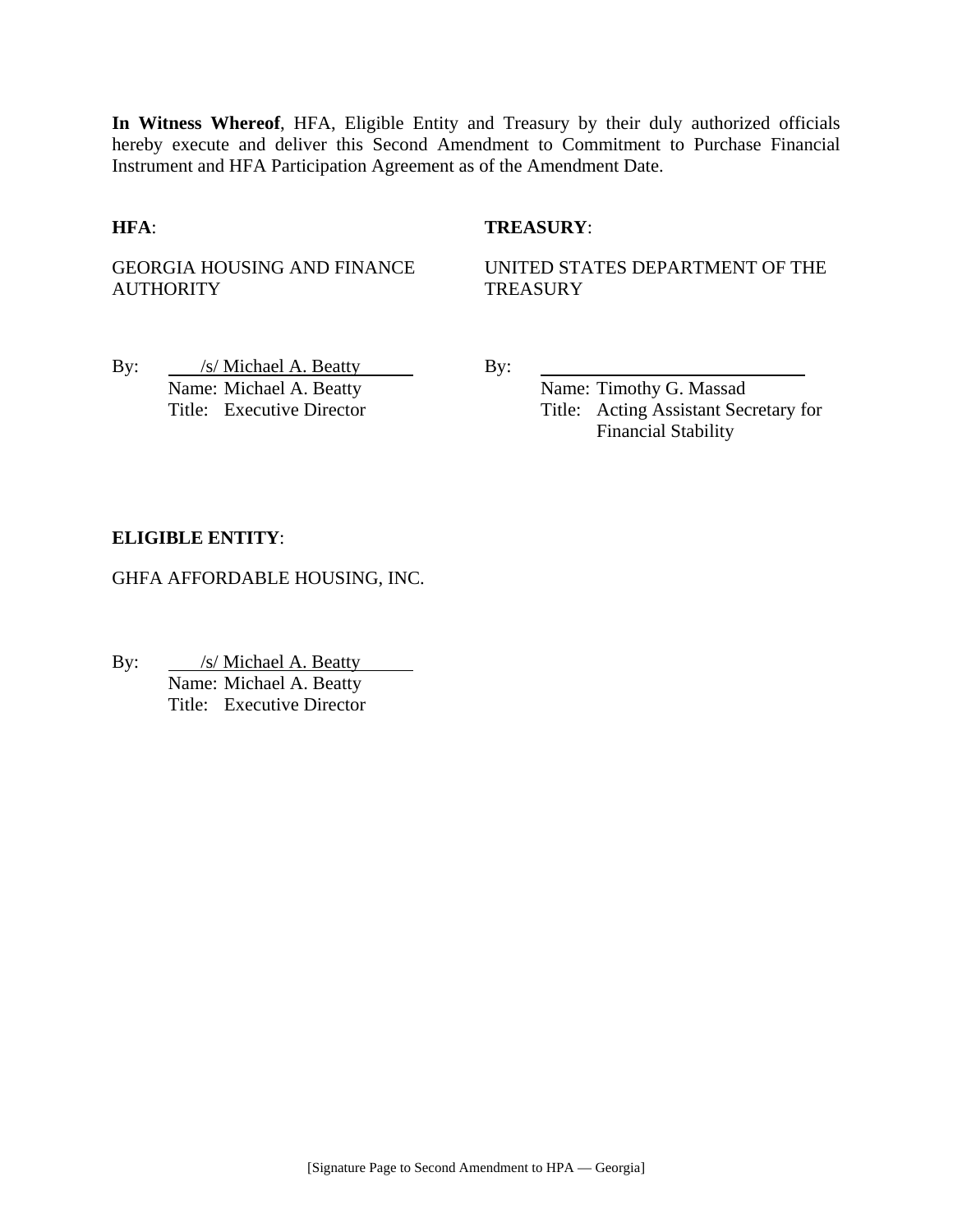**In Witness Whereof**, HFA, Eligible Entity and Treasury by their duly authorized officials hereby execute and deliver this Second Amendment to Commitment to Purchase Financial Instrument and HFA Participation Agreement as of the Amendment Date.

**HFA**:

GEORGIA HOUSING AND FINANCE AUTHORITY

By: /s/ Michael A. Beatty
Name: Michael A. Beatty
Title: Executive Director

**TREASURY**:

UNITED STATES DEPARTMENT OF THE TREASURY

By: ______________________________
Name: Timothy G. Massad
Title: Acting Assistant Secretary for Financial Stability

**ELIGIBLE ENTITY**:

GHFA AFFORDABLE HOUSING, INC.

By: /s/ Michael A. Beatty
Name: Michael A. Beatty
Title: Executive Director

[Signature Page to Second Amendment to HPA — Georgia]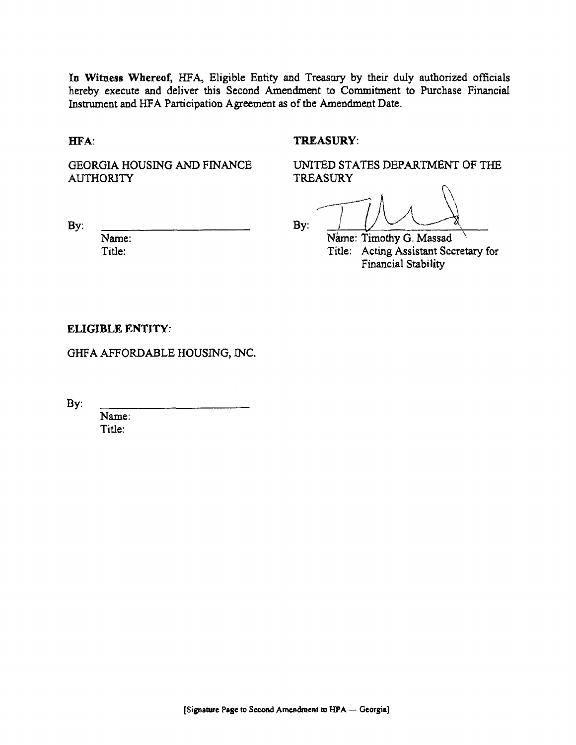**In Witness Whereof,** HFA, Eligible Entity and Treasury by their duly authorized officials hereby execute and deliver this Second Amendment to Commitment to Purchase Financial Instrument and HFA Participation Agreement as of the Amendment Date.

**HFA:**

GEORGIA HOUSING AND FINANCE AUTHORITY

By: \_\_\_\_\_\_\_\_\_\_\_\_\_\_\_\_\_\_\_\_\_\_\_\_
Name:
Title:

**TREASURY:**

UNITED STATES DEPARTMENT OF THE TREASURY

By: \_\_\_\_\_\_\_\_\_\_\_\_\_\_\_\_\_\_\_\_\_\_\_\_
Name: Timothy G. Massad
Title: Acting Assistant Secretary for Financial Stability

**ELIGIBLE ENTITY:**

GHFA AFFORDABLE HOUSING, INC.

By: \_\_\_\_\_\_\_\_\_\_\_\_\_\_\_\_\_\_\_\_\_\_\_\_
Name:
Title:

[Signature Page to Second Amendment to HPA — Georgia]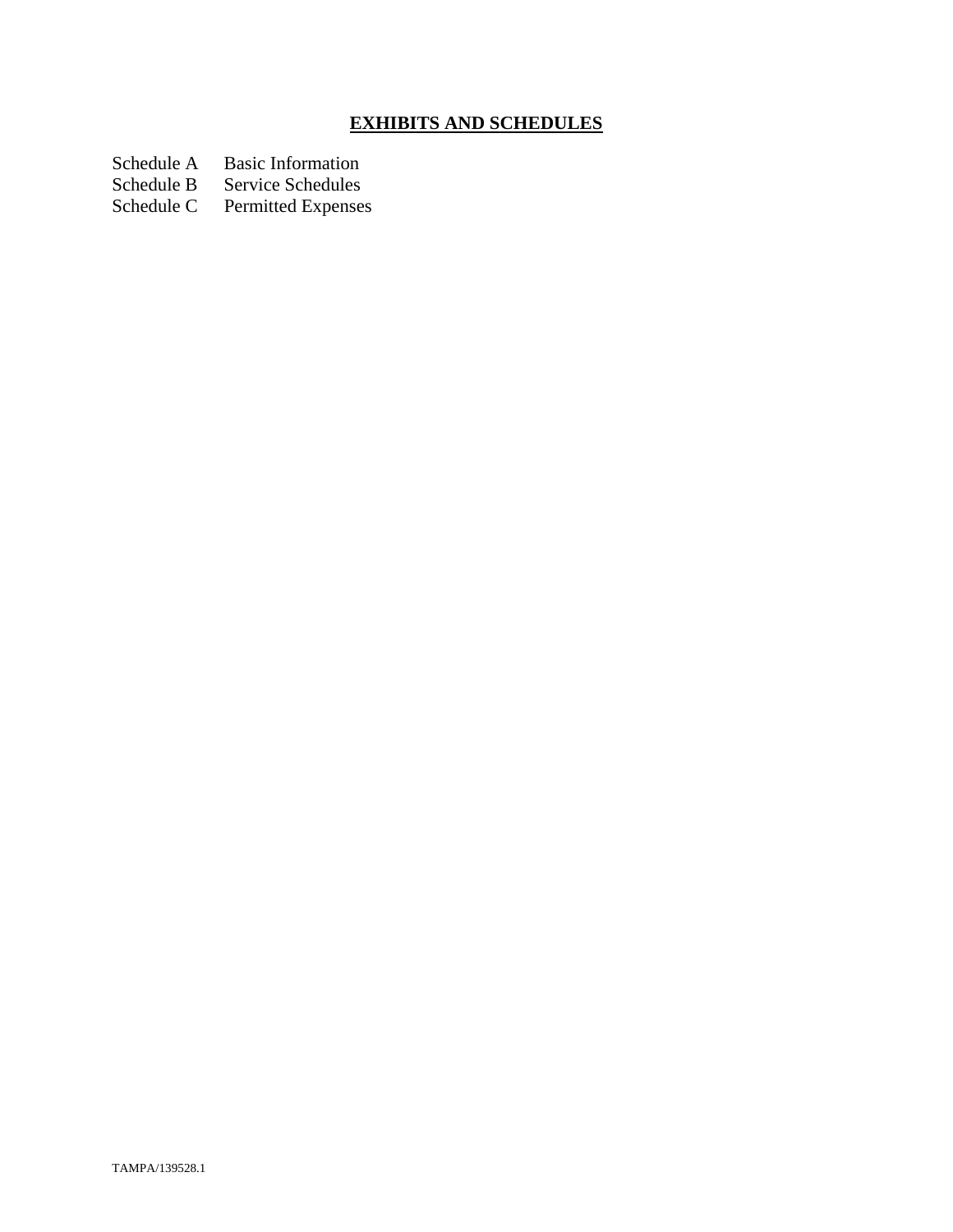## EXHIBITS AND SCHEDULES

Schedule A    Basic Information
Schedule B    Service Schedules
Schedule C    Permitted Expenses

TAMPA/139528.1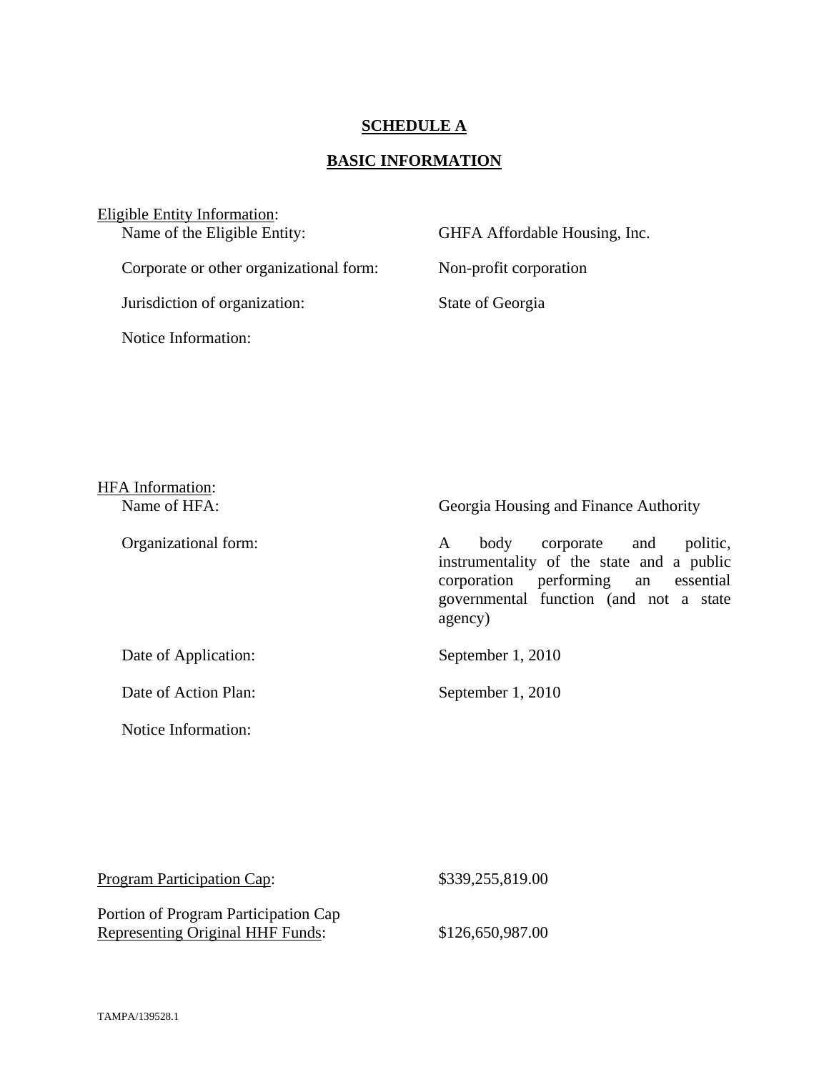# SCHEDULE A

## BASIC INFORMATION

Eligible Entity Information:

Name of the Eligible Entity: GHFA Affordable Housing, Inc.

Corporate or other organizational form: Non-profit corporation

Jurisdiction of organization: State of Georgia

Notice Information:

HFA Information:

Name of HFA: Georgia Housing and Finance Authority

Organizational form: A body corporate and politic, instrumentality of the state and a public corporation performing an essential governmental function (and not a state agency)

Date of Application: September 1, 2010

Date of Action Plan: September 1, 2010

Notice Information:

Program Participation Cap: $339,255,819.00

Portion of Program Participation Cap Representing Original HHF Funds: $126,650,987.00

TAMPA/139528.1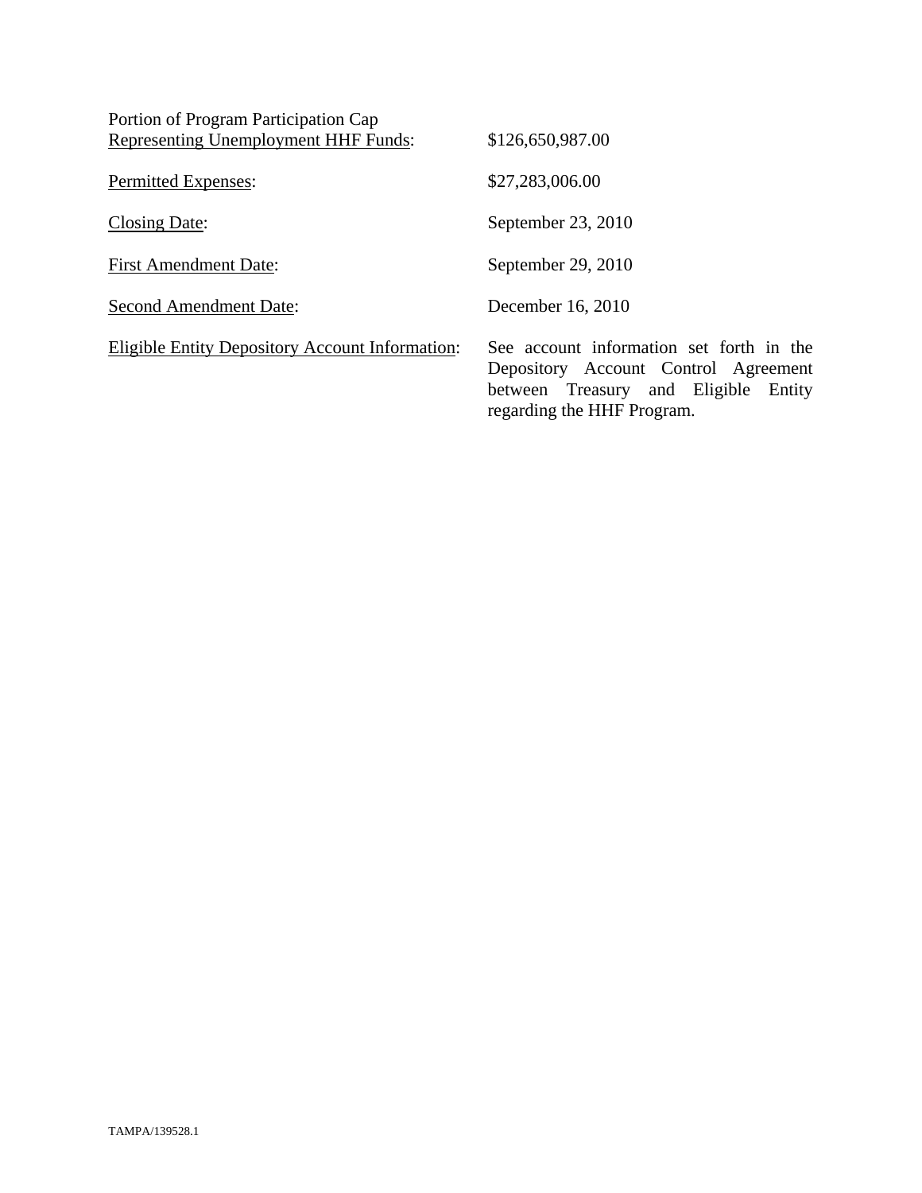| | |
|---|---|
| Portion of Program Participation Cap Representing Unemployment HHF Funds: | $126,650,987.00 |
| Permitted Expenses: | $27,283,006.00 |
| Closing Date: | September 23, 2010 |
| First Amendment Date: | September 29, 2010 |
| Second Amendment Date: | December 16, 2010 |
| Eligible Entity Depository Account Information: | See account information set forth in the Depository Account Control Agreement between Treasury and Eligible Entity regarding the HHF Program. |

TAMPA/139528.1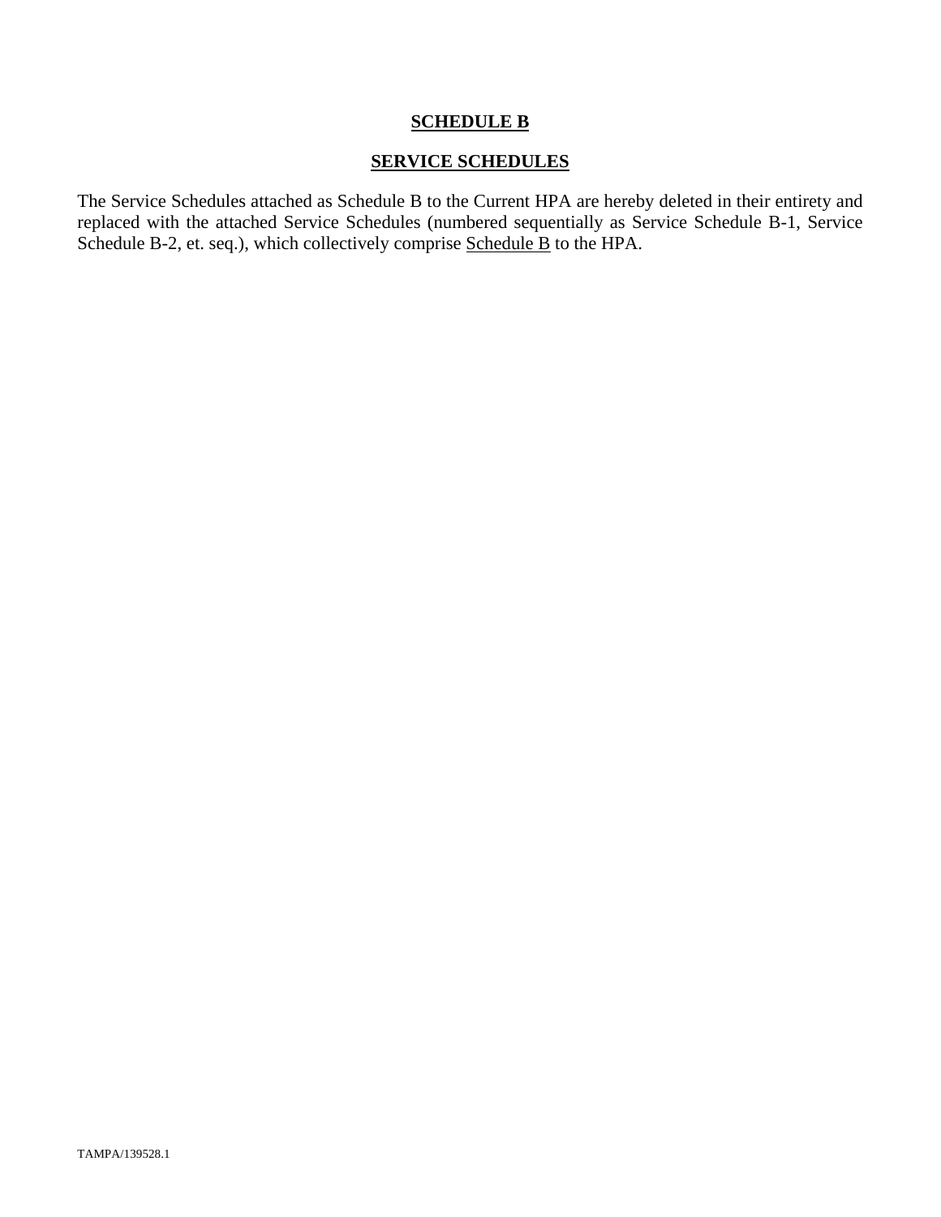# **SCHEDULE B**

## **SERVICE SCHEDULES**

The Service Schedules attached as Schedule B to the Current HPA are hereby deleted in their entirety and replaced with the attached Service Schedules (numbered sequentially as Service Schedule B-1, Service Schedule B-2, et. seq.), which collectively comprise Schedule B to the HPA.

TAMPA/139528.1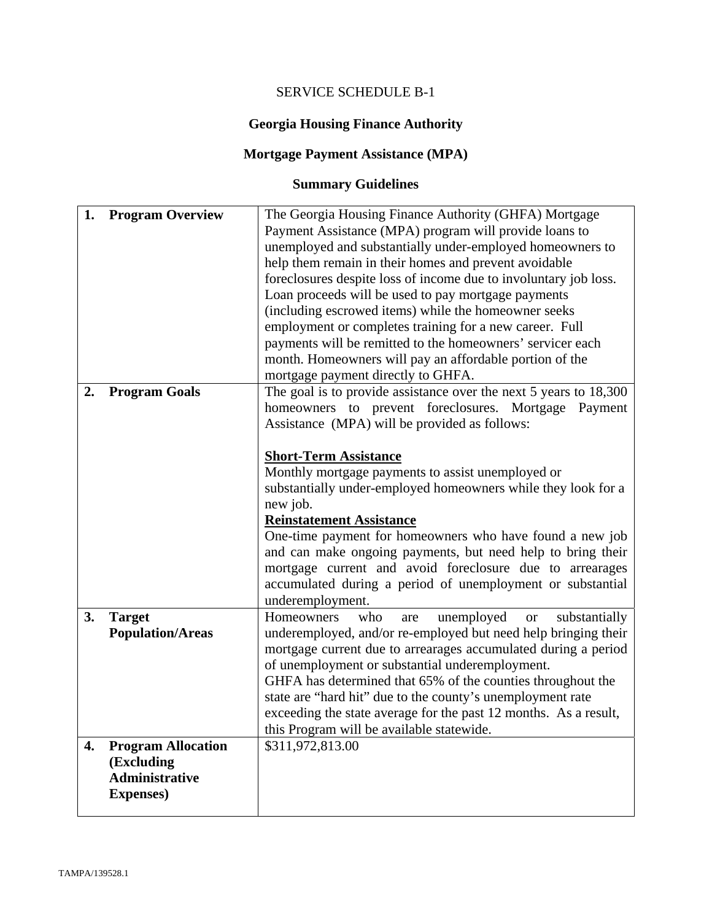SERVICE SCHEDULE B-1

**Georgia Housing Finance Authority**

**Mortgage Payment Assistance (MPA)**

**Summary Guidelines**

| | |
|---|---|
| **1. Program Overview** | The Georgia Housing Finance Authority (GHFA) Mortgage Payment Assistance (MPA) program will provide loans to unemployed and substantially under-employed homeowners to help them remain in their homes and prevent avoidable foreclosures despite loss of income due to involuntary job loss. Loan proceeds will be used to pay mortgage payments (including escrowed items) while the homeowner seeks employment or completes training for a new career. Full payments will be remitted to the homeowners' servicer each month. Homeowners will pay an affordable portion of the mortgage payment directly to GHFA. |
| **2. Program Goals** | The goal is to provide assistance over the next 5 years to 18,300 homeowners to prevent foreclosures. Mortgage Payment Assistance (MPA) will be provided as follows:<br><br>**<u>Short-Term Assistance</u>**<br>Monthly mortgage payments to assist unemployed or substantially under-employed homeowners while they look for a new job.<br>**<u>Reinstatement Assistance</u>**<br>One-time payment for homeowners who have found a new job and can make ongoing payments, but need help to bring their mortgage current and avoid foreclosure due to arrearages accumulated during a period of unemployment or substantial underemployment. |
| **3. Target Population/Areas** | Homeowners who are unemployed or substantially underemployed, and/or re-employed but need help bringing their mortgage current due to arrearages accumulated during a period of unemployment or substantial underemployment.<br>GHFA has determined that 65% of the counties throughout the state are "hard hit" due to the county's unemployment rate exceeding the state average for the past 12 months. As a result, this Program will be available statewide. |
| **4. Program Allocation (Excluding Administrative Expenses)** | $311,972,813.00 |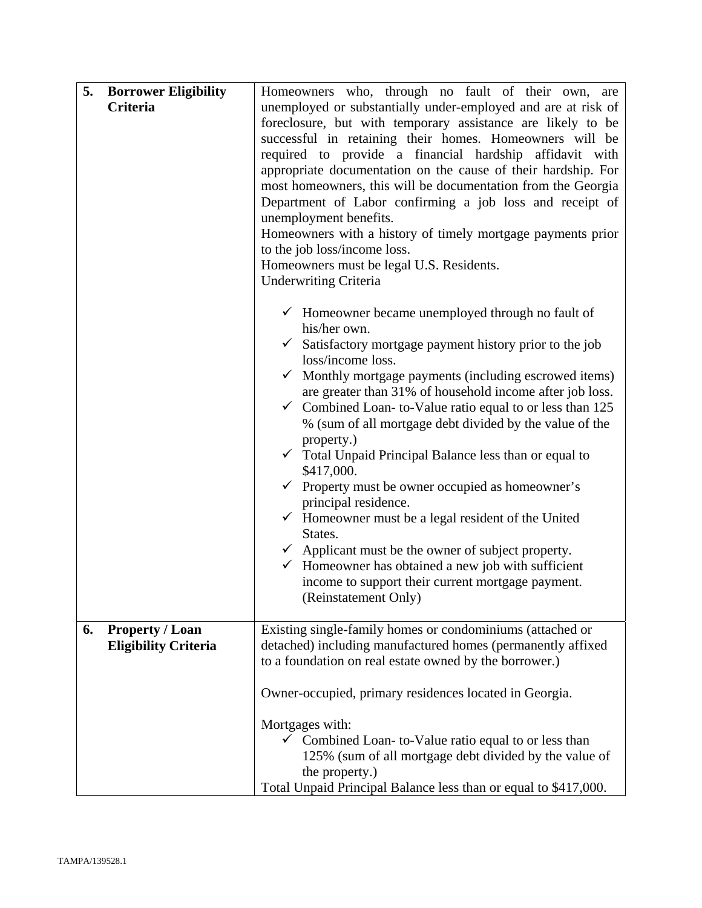| | | |
|---|---|---|
| 5. | **Borrower Eligibility Criteria** | Homeowners who, through no fault of their own, are unemployed or substantially under-employed and are at risk of foreclosure, but with temporary assistance are likely to be successful in retaining their homes. Homeowners will be required to provide a financial hardship affidavit with appropriate documentation on the cause of their hardship. For most homeowners, this will be documentation from the Georgia Department of Labor confirming a job loss and receipt of unemployment benefits.<br>Homeowners with a history of timely mortgage payments prior to the job loss/income loss.<br>Homeowners must be legal U.S. Residents.<br>Underwriting Criteria<br><br>✓ Homeowner became unemployed through no fault of his/her own.<br>✓ Satisfactory mortgage payment history prior to the job loss/income loss.<br>✓ Monthly mortgage payments (including escrowed items) are greater than 31% of household income after job loss.<br>✓ Combined Loan- to-Value ratio equal to or less than 125 % (sum of all mortgage debt divided by the value of the property.)<br>✓ Total Unpaid Principal Balance less than or equal to \$417,000.<br>✓ Property must be owner occupied as homeowner's principal residence.<br>✓ Homeowner must be a legal resident of the United States.<br>✓ Applicant must be the owner of subject property.<br>✓ Homeowner has obtained a new job with sufficient income to support their current mortgage payment. (Reinstatement Only) |
| 6. | **Property / Loan Eligibility Criteria** | Existing single-family homes or condominiums (attached or detached) including manufactured homes (permanently affixed to a foundation on real estate owned by the borrower.)<br><br>Owner-occupied, primary residences located in Georgia.<br><br>Mortgages with:<br>✓ Combined Loan- to-Value ratio equal to or less than 125% (sum of all mortgage debt divided by the value of the property.)<br>Total Unpaid Principal Balance less than or equal to \$417,000. |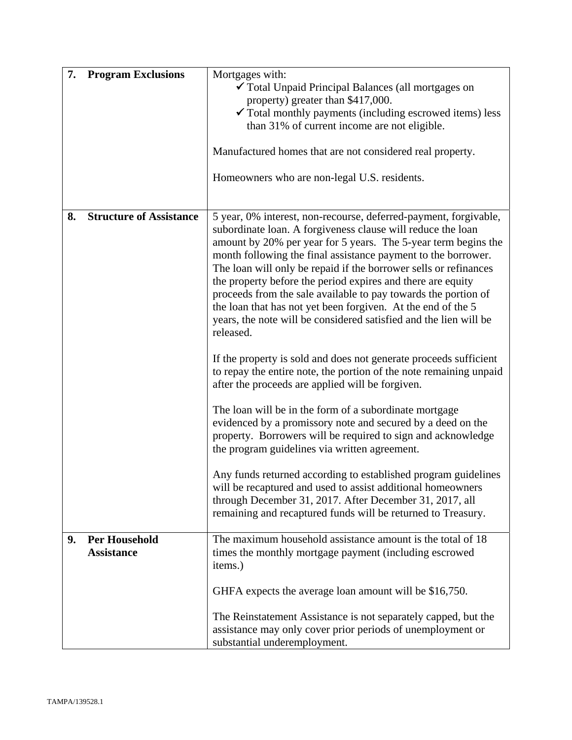| | | |
|---|---|---|
| **7.** | **Program Exclusions** | Mortgages with:<br>✓ Total Unpaid Principal Balances (all mortgages on property) greater than $417,000.<br>✓ Total monthly payments (including escrowed items) less than 31% of current income are not eligible.<br><br>Manufactured homes that are not considered real property.<br><br>Homeowners who are non-legal U.S. residents. |
| **8.** | **Structure of Assistance** | 5 year, 0% interest, non-recourse, deferred-payment, forgivable, subordinate loan. A forgiveness clause will reduce the loan amount by 20% per year for 5 years. The 5-year term begins the month following the final assistance payment to the borrower. The loan will only be repaid if the borrower sells or refinances the property before the period expires and there are equity proceeds from the sale available to pay towards the portion of the loan that has not yet been forgiven. At the end of the 5 years, the note will be considered satisfied and the lien will be released.<br><br>If the property is sold and does not generate proceeds sufficient to repay the entire note, the portion of the note remaining unpaid after the proceeds are applied will be forgiven.<br><br>The loan will be in the form of a subordinate mortgage evidenced by a promissory note and secured by a deed on the property. Borrowers will be required to sign and acknowledge the program guidelines via written agreement.<br><br>Any funds returned according to established program guidelines will be recaptured and used to assist additional homeowners through December 31, 2017. After December 31, 2017, all remaining and recaptured funds will be returned to Treasury. |
| **9.** | **Per Household Assistance** | The maximum household assistance amount is the total of 18 times the monthly mortgage payment (including escrowed items.)<br><br>GHFA expects the average loan amount will be $16,750.<br><br>The Reinstatement Assistance is not separately capped, but the assistance may only cover prior periods of unemployment or substantial underemployment. |

TAMPA/139528.1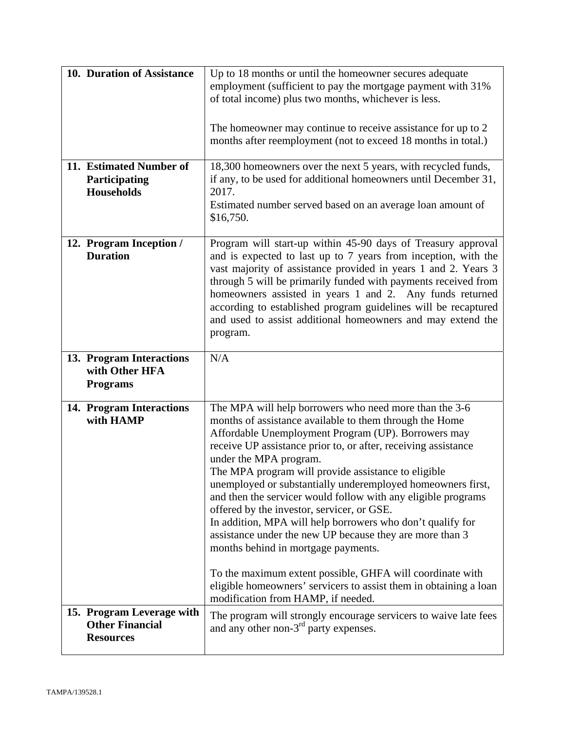| | |
|---|---|
| **10. Duration of Assistance** | Up to 18 months or until the homeowner secures adequate employment (sufficient to pay the mortgage payment with 31% of total income) plus two months, whichever is less.<br><br>The homeowner may continue to receive assistance for up to 2 months after reemployment (not to exceed 18 months in total.) |
| **11. Estimated Number of Participating Households** | 18,300 homeowners over the next 5 years, with recycled funds, if any, to be used for additional homeowners until December 31, 2017.<br>Estimated number served based on an average loan amount of $16,750. |
| **12. Program Inception / Duration** | Program will start-up within 45-90 days of Treasury approval and is expected to last up to 7 years from inception, with the vast majority of assistance provided in years 1 and 2. Years 3 through 5 will be primarily funded with payments received from homeowners assisted in years 1 and 2. Any funds returned according to established program guidelines will be recaptured and used to assist additional homeowners and may extend the program. |
| **13. Program Interactions with Other HFA Programs** | N/A |
| **14. Program Interactions with HAMP** | The MPA will help borrowers who need more than the 3-6 months of assistance available to them through the Home Affordable Unemployment Program (UP). Borrowers may receive UP assistance prior to, or after, receiving assistance under the MPA program.<br>The MPA program will provide assistance to eligible unemployed or substantially underemployed homeowners first, and then the servicer would follow with any eligible programs offered by the investor, servicer, or GSE.<br>In addition, MPA will help borrowers who don't qualify for assistance under the new UP because they are more than 3 months behind in mortgage payments.<br><br>To the maximum extent possible, GHFA will coordinate with eligible homeowners' servicers to assist them in obtaining a loan modification from HAMP, if needed. |
| **15. Program Leverage with Other Financial Resources** | The program will strongly encourage servicers to waive late fees and any other non-3rd party expenses. |

TAMPA/139528.1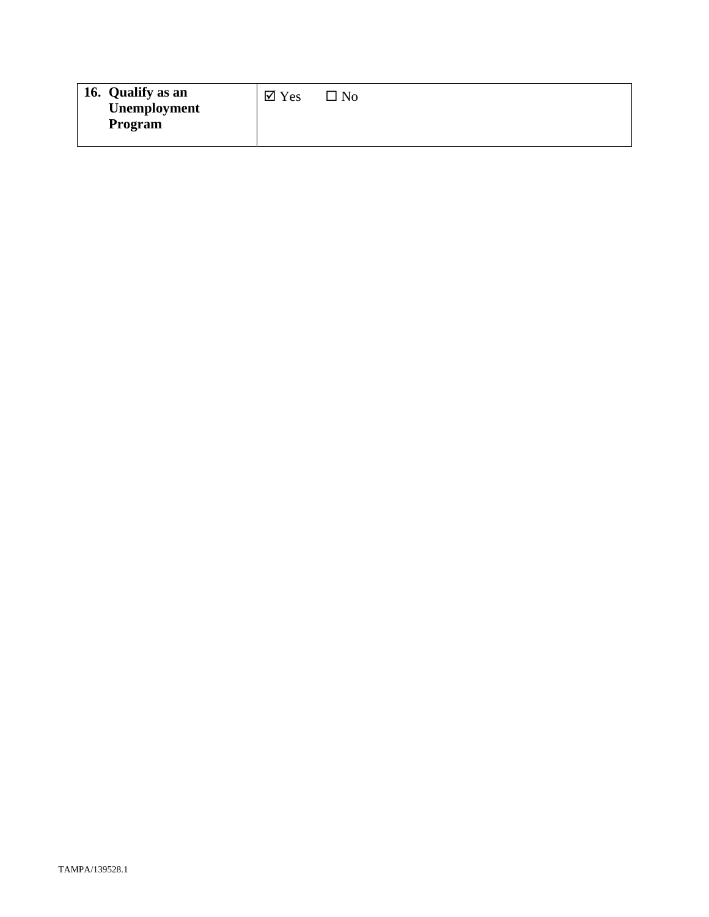| **16. Qualify as an Unemployment Program** | ☑ Yes ☐ No |
| --- | --- |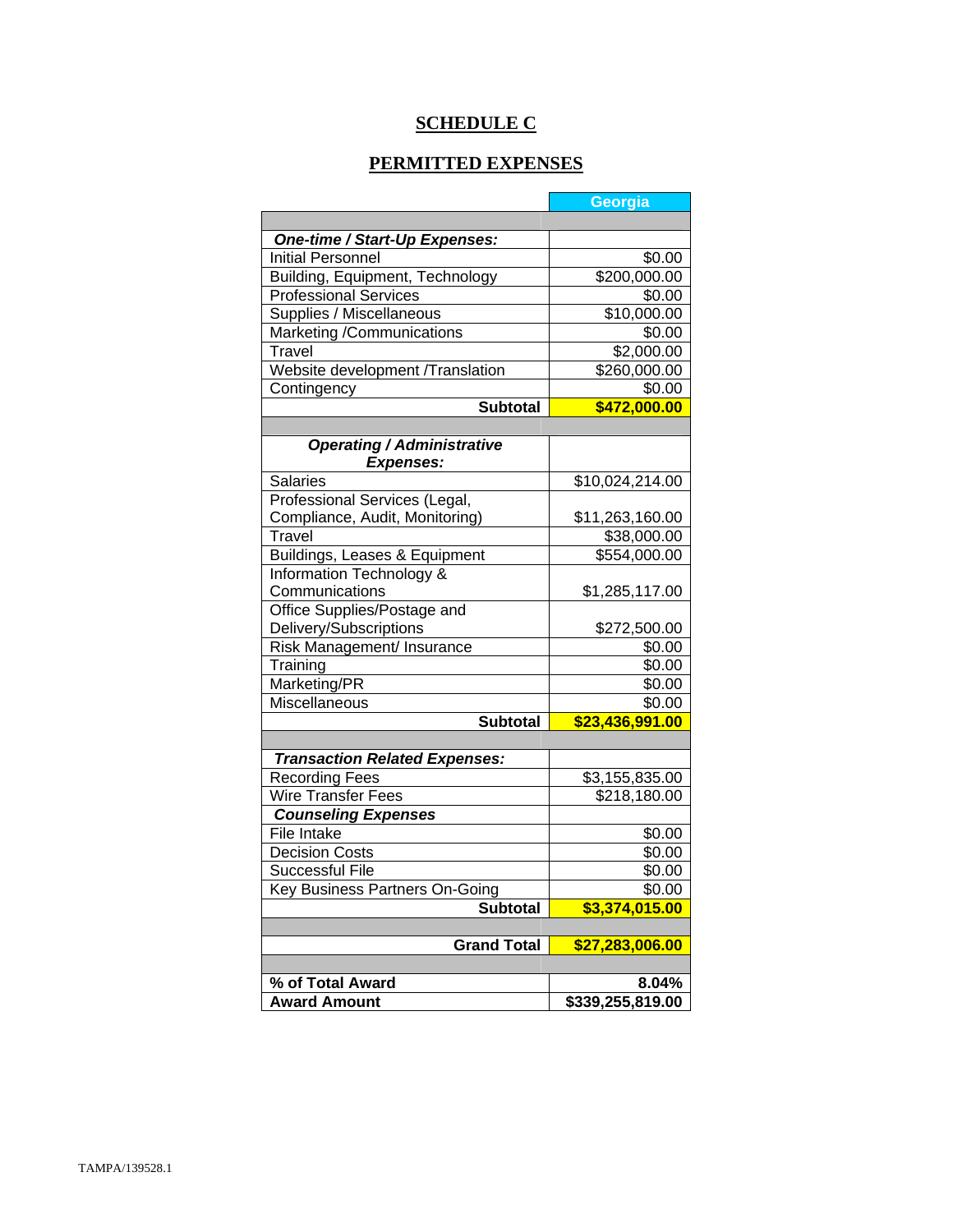# SCHEDULE C

## PERMITTED EXPENSES

| | Georgia |
|---|---|
| | |
| ***One-time / Start-Up Expenses:*** | |
| Initial Personnel | $0.00 |
| Building, Equipment, Technology | $200,000.00 |
| Professional Services | $0.00 |
| Supplies / Miscellaneous | $10,000.00 |
| Marketing /Communications | $0.00 |
| Travel | $2,000.00 |
| Website development /Translation | $260,000.00 |
| Contingency | $0.00 |
| **Subtotal** | **$472,000.00** |
| | |
| ***Operating / Administrative Expenses:*** | |
| Salaries | $10,024,214.00 |
| Professional Services (Legal, Compliance, Audit, Monitoring) | $11,263,160.00 |
| Travel | $38,000.00 |
| Buildings, Leases & Equipment | $554,000.00 |
| Information Technology & Communications | $1,285,117.00 |
| Office Supplies/Postage and Delivery/Subscriptions | $272,500.00 |
| Risk Management/ Insurance | $0.00 |
| Training | $0.00 |
| Marketing/PR | $0.00 |
| Miscellaneous | $0.00 |
| **Subtotal** | **$23,436,991.00** |
| | |
| ***Transaction Related Expenses:*** | |
| Recording Fees | $3,155,835.00 |
| Wire Transfer Fees | $218,180.00 |
| ***Counseling Expenses*** | |
| File Intake | $0.00 |
| Decision Costs | $0.00 |
| Successful File | $0.00 |
| Key Business Partners On-Going | $0.00 |
| **Subtotal** | **$3,374,015.00** |
| | |
| **Grand Total** | **$27,283,006.00** |
| | |
| **% of Total Award** | **8.04%** |
| **Award Amount** | **$339,255,819.00** |

TAMPA/139528.1